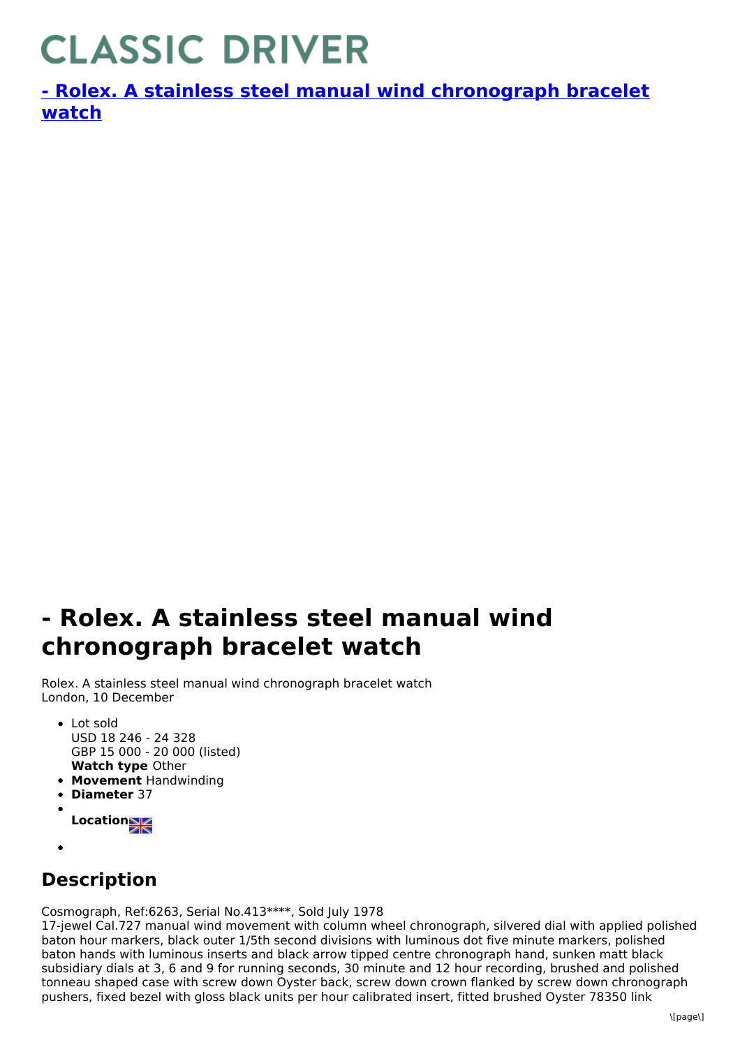# CLASSIC DRIVER

## [- Rolex. A stainless steel manual wind chronograph bracelet watch]

# - Rolex. A stainless steel manual wind chronograph bracelet watch

Rolex. A stainless steel manual wind chronograph bracelet watch
London, 10 December

- Lot sold
  USD 18 246 - 24 328
  GBP 15 000 - 20 000 (listed)
  **Watch type** Other
- **Movement** Handwinding
- **Diameter** 37
- **Location**
- 

## Description

Cosmograph, Ref:6263, Serial No.413****, Sold July 1978
17-jewel Cal.727 manual wind movement with column wheel chronograph, silvered dial with applied polished baton hour markers, black outer 1/5th second divisions with luminous dot five minute markers, polished baton hands with luminous inserts and black arrow tipped centre chronograph hand, sunken matt black subsidiary dials at 3, 6 and 9 for running seconds, 30 minute and 12 hour recording, brushed and polished tonneau shaped case with screw down Oyster back, screw down crown flanked by screw down chronograph pushers, fixed bezel with gloss black units per hour calibrated insert, fitted brushed Oyster 78350 link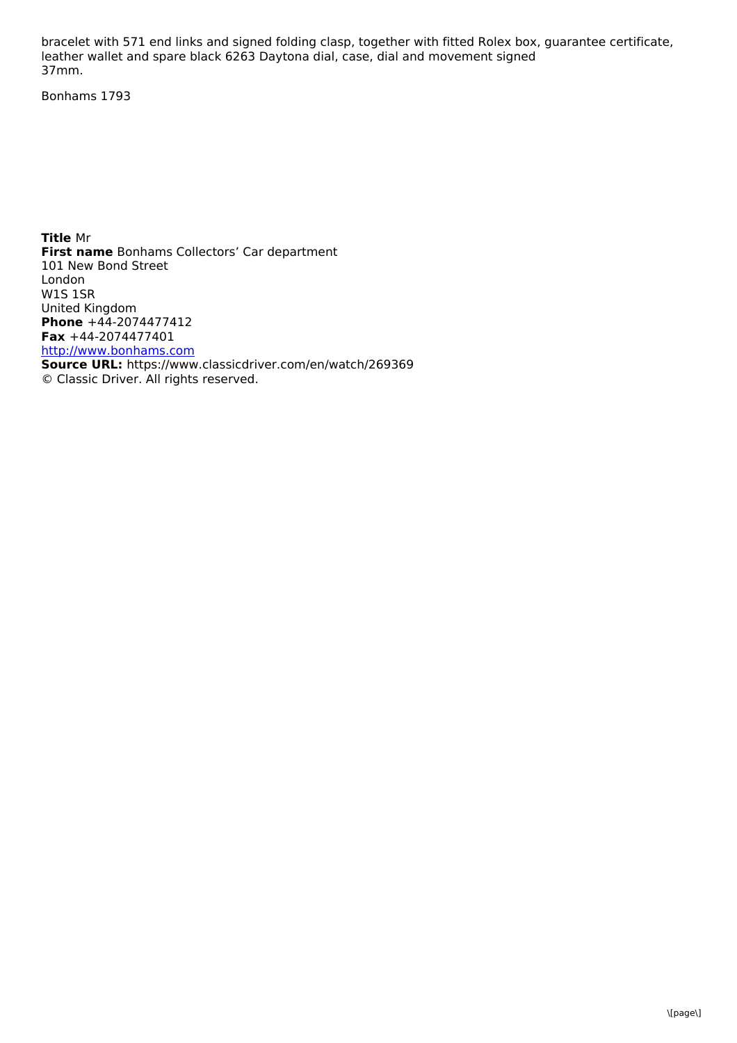bracelet with 571 end links and signed folding clasp, together with fitted Rolex box, guarantee certificate, leather wallet and spare black 6263 Daytona dial, case, dial and movement signed
37mm.

Bonhams 1793

**Title** Mr
**First name** Bonhams Collectors' Car department
101 New Bond Street
London
W1S 1SR
United Kingdom
**Phone** +44-2074477412
**Fax** +44-2074477401
http://www.bonhams.com
**Source URL:** https://www.classicdriver.com/en/watch/269369
© Classic Driver. All rights reserved.